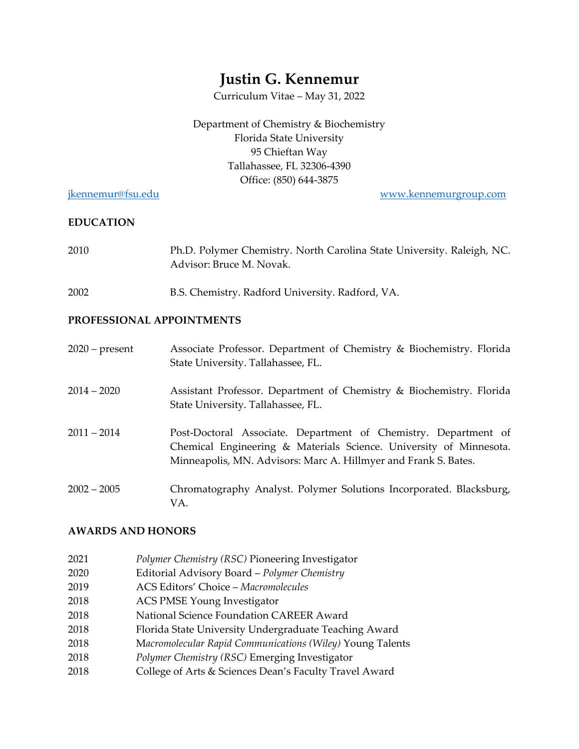# Justin G. Kennemur

Curriculum Vitae – May 31, 2022

Department of Chemistry & Biochemistry
Florida State University
95 Chieftan Way
Tallahassee, FL 32306-4390
Office: (850) 644-3875

[jkennemur@fsu.edu](mailto:jkennemur@fsu.edu) [www.kennemurgroup.com](http://www.kennemurgroup.com)

## EDUCATION

2010 Ph.D. Polymer Chemistry. North Carolina State University. Raleigh, NC. Advisor: Bruce M. Novak.

2002 B.S. Chemistry. Radford University. Radford, VA.

## PROFESSIONAL APPOINTMENTS

2020 – present Associate Professor. Department of Chemistry & Biochemistry. Florida State University. Tallahassee, FL.

2014 – 2020 Assistant Professor. Department of Chemistry & Biochemistry. Florida State University. Tallahassee, FL.

2011 – 2014 Post-Doctoral Associate. Department of Chemistry. Department of Chemical Engineering & Materials Science. University of Minnesota. Minneapolis, MN. Advisors: Marc A. Hillmyer and Frank S. Bates.

2002 – 2005 Chromatography Analyst. Polymer Solutions Incorporated. Blacksburg, VA.

## AWARDS AND HONORS

2021 *Polymer Chemistry (RSC)* Pioneering Investigator
2020 Editorial Advisory Board – *Polymer Chemistry*
2019 ACS Editors' Choice – *Macromolecules*
2018 ACS PMSE Young Investigator
2018 National Science Foundation CAREER Award
2018 Florida State University Undergraduate Teaching Award
2018 *Macromolecular Rapid Communications (Wiley)* Young Talents
2018 *Polymer Chemistry (RSC)* Emerging Investigator
2018 College of Arts & Sciences Dean's Faculty Travel Award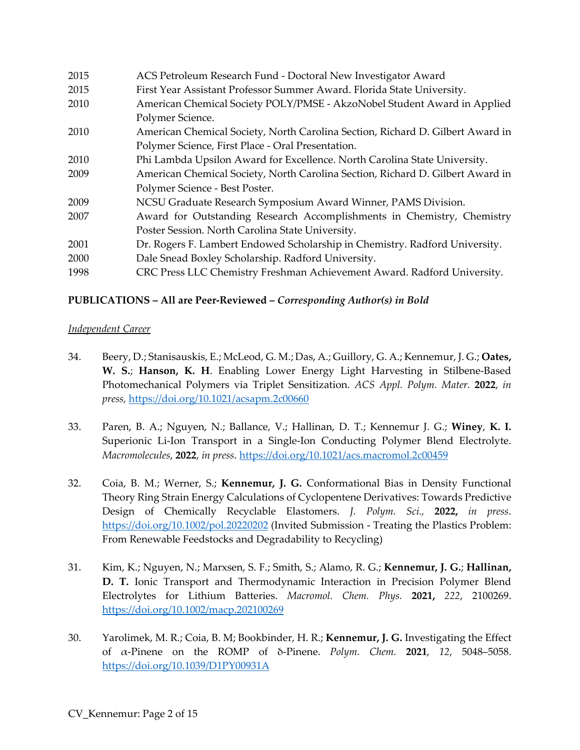| | |
|---|---|
| 2015 | ACS Petroleum Research Fund - Doctoral New Investigator Award |
| 2015 | First Year Assistant Professor Summer Award. Florida State University. |
| 2010 | American Chemical Society POLY/PMSE - AkzoNobel Student Award in Applied Polymer Science. |
| 2010 | American Chemical Society, North Carolina Section, Richard D. Gilbert Award in Polymer Science, First Place - Oral Presentation. |
| 2010 | Phi Lambda Upsilon Award for Excellence. North Carolina State University. |
| 2009 | American Chemical Society, North Carolina Section, Richard D. Gilbert Award in Polymer Science - Best Poster. |
| 2009 | NCSU Graduate Research Symposium Award Winner, PAMS Division. |
| 2007 | Award for Outstanding Research Accomplishments in Chemistry, Chemistry Poster Session. North Carolina State University. |
| 2001 | Dr. Rogers F. Lambert Endowed Scholarship in Chemistry. Radford University. |
| 2000 | Dale Snead Boxley Scholarship. Radford University. |
| 1998 | CRC Press LLC Chemistry Freshman Achievement Award. Radford University. |

**PUBLICATIONS – All are Peer-Reviewed –** ***Corresponding Author(s) in Bold***

<u>*Independent Career*</u>

34. Beery, D.; Stanisauskis, E.; McLeod, G. M.; Das, A.; Guillory, G. A.; Kennemur, J. G.; **Oates, W. S.**; **Hanson, K. H**. Enabling Lower Energy Light Harvesting in Stilbene-Based Photomechanical Polymers via Triplet Sensitization. *ACS Appl. Polym. Mater.* **2022**, *in press*, https://doi.org/10.1021/acsapm.2c00660

33. Paren, B. A.; Nguyen, N.; Ballance, V.; Hallinan, D. T.; Kennemur J. G.; **Winey**, **K. I.** Superionic Li-Ion Transport in a Single-Ion Conducting Polymer Blend Electrolyte. *Macromolecules*, **2022**, *in press*. https://doi.org/10.1021/acs.macromol.2c00459

32. Coia, B. M.; Werner, S.; **Kennemur, J. G.** Conformational Bias in Density Functional Theory Ring Strain Energy Calculations of Cyclopentene Derivatives: Towards Predictive Design of Chemically Recyclable Elastomers. *J. Polym. Sci.,* **2022,** *in press*. https://doi.org/10.1002/pol.20220202 (Invited Submission - Treating the Plastics Problem: From Renewable Feedstocks and Degradability to Recycling)

31. Kim, K.; Nguyen, N.; Marxsen, S. F.; Smith, S.; Alamo, R. G.; **Kennemur, J. G.**; **Hallinan, D. T.** Ionic Transport and Thermodynamic Interaction in Precision Polymer Blend Electrolytes for Lithium Batteries. *Macromol. Chem. Phys.* **2021,** *222*, 2100269. https://doi.org/10.1002/macp.202100269

30. Yarolimek, M. R.; Coia, B. M; Bookbinder, H. R.; **Kennemur, J. G.** Investigating the Effect of $\alpha$-Pinene on the ROMP of δ-Pinene. *Polym. Chem.* **2021**, *12*, 5048–5058. https://doi.org/10.1039/D1PY00931A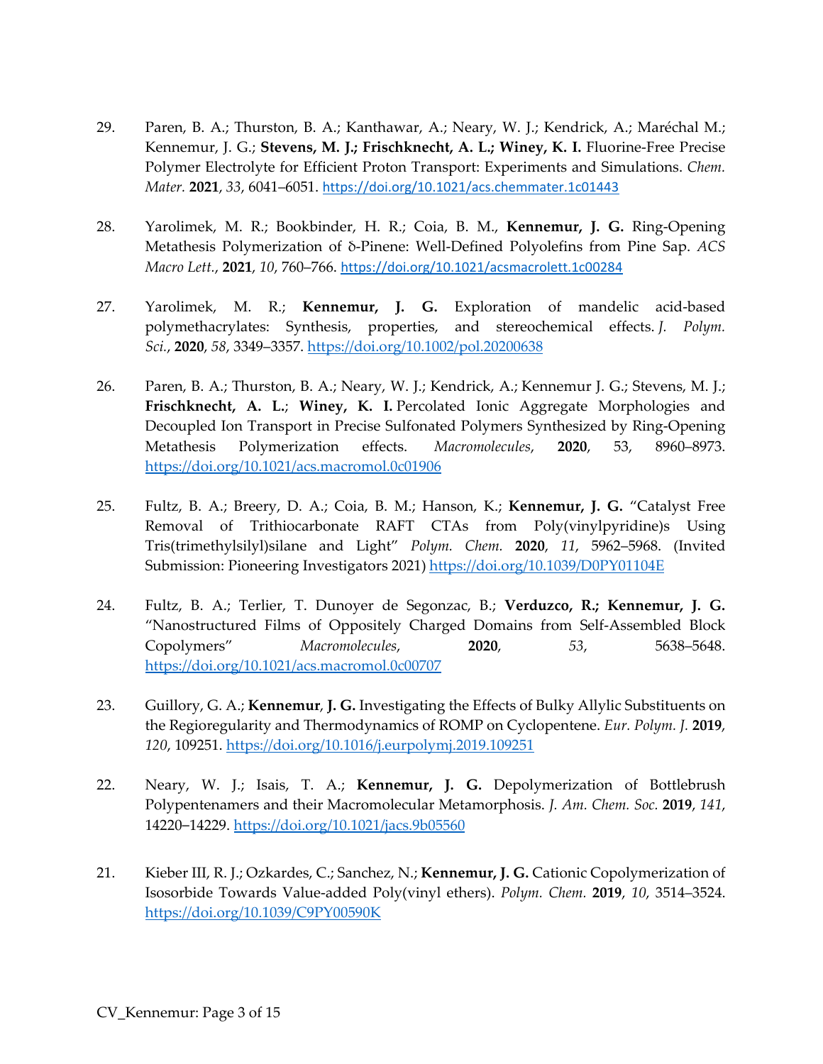29. Paren, B. A.; Thurston, B. A.; Kanthawar, A.; Neary, W. J.; Kendrick, A.; Maréchal M.; Kennemur, J. G.; **Stevens, M. J.; Frischknecht, A. L.; Winey, K. I.** Fluorine-Free Precise Polymer Electrolyte for Efficient Proton Transport: Experiments and Simulations. *Chem. Mater.* **2021**, *33*, 6041–6051. https://doi.org/10.1021/acs.chemmater.1c01443

28. Yarolimek, M. R.; Bookbinder, H. R.; Coia, B. M., **Kennemur, J. G.** Ring-Opening Metathesis Polymerization of δ-Pinene: Well-Defined Polyolefins from Pine Sap. *ACS Macro Lett.*, **2021**, *10*, 760–766. https://doi.org/10.1021/acsmacrolett.1c00284

27. Yarolimek, M. R.; **Kennemur, J. G.** Exploration of mandelic acid-based polymethacrylates: Synthesis, properties, and stereochemical effects. *J. Polym. Sci.*, **2020**, *58*, 3349–3357. https://doi.org/10.1002/pol.20200638

26. Paren, B. A.; Thurston, B. A.; Neary, W. J.; Kendrick, A.; Kennemur J. G.; Stevens, M. J.; **Frischknecht, A. L.**; **Winey, K. I.** Percolated Ionic Aggregate Morphologies and Decoupled Ion Transport in Precise Sulfonated Polymers Synthesized by Ring-Opening Metathesis Polymerization effects. *Macromolecules*, **2020**, 53, 8960–8973. https://doi.org/10.1021/acs.macromol.0c01906

25. Fultz, B. A.; Breery, D. A.; Coia, B. M.; Hanson, K.; **Kennemur, J. G.** "Catalyst Free Removal of Trithiocarbonate RAFT CTAs from Poly(vinylpyridine)s Using Tris(trimethylsilyl)silane and Light" *Polym. Chem.* **2020**, *11*, 5962–5968. (Invited Submission: Pioneering Investigators 2021) https://doi.org/10.1039/D0PY01104E

24. Fultz, B. A.; Terlier, T. Dunoyer de Segonzac, B.; **Verduzco, R.; Kennemur, J. G.** "Nanostructured Films of Oppositely Charged Domains from Self-Assembled Block Copolymers" *Macromolecules*, **2020**, *53*, 5638–5648. https://doi.org/10.1021/acs.macromol.0c00707

23. Guillory, G. A.; **Kennemur**, **J. G.** Investigating the Effects of Bulky Allylic Substituents on the Regioregularity and Thermodynamics of ROMP on Cyclopentene. *Eur. Polym. J.* **2019**, *120*, 109251. https://doi.org/10.1016/j.eurpolymj.2019.109251

22. Neary, W. J.; Isais, T. A.; **Kennemur, J. G.** Depolymerization of Bottlebrush Polypentenamers and their Macromolecular Metamorphosis. *J. Am. Chem. Soc.* **2019**, *141*, 14220–14229. https://doi.org/10.1021/jacs.9b05560

21. Kieber III, R. J.; Ozkardes, C.; Sanchez, N.; **Kennemur, J. G.** Cationic Copolymerization of Isosorbide Towards Value-added Poly(vinyl ethers). *Polym. Chem.* **2019**, *10*, 3514–3524. https://doi.org/10.1039/C9PY00590K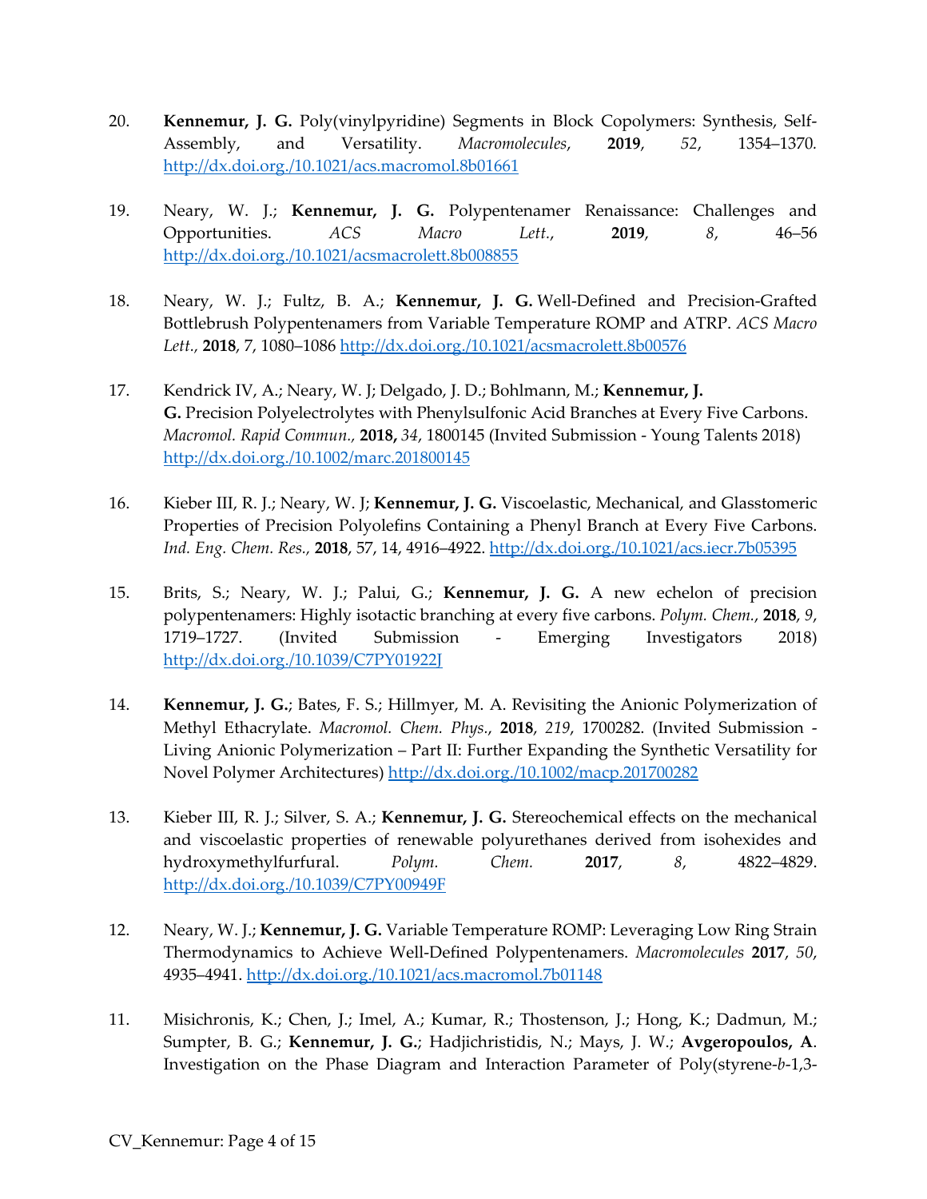20. **Kennemur, J. G.** Poly(vinylpyridine) Segments in Block Copolymers: Synthesis, Self-Assembly, and Versatility. *Macromolecules*, **2019**, *52*, 1354–1370. http://dx.doi.org./10.1021/acs.macromol.8b01661

19. Neary, W. J.; **Kennemur, J. G.** Polypentenamer Renaissance: Challenges and Opportunities. *ACS Macro Lett.*, **2019**, *8*, 46–56 http://dx.doi.org./10.1021/acsmacrolett.8b008855

18. Neary, W. J.; Fultz, B. A.; **Kennemur, J. G.** Well-Defined and Precision-Grafted Bottlebrush Polypentenamers from Variable Temperature ROMP and ATRP. *ACS Macro Lett.*, **2018**, 7, 1080–1086 http://dx.doi.org./10.1021/acsmacrolett.8b00576

17. Kendrick IV, A.; Neary, W. J; Delgado, J. D.; Bohlmann, M.; **Kennemur, J. G.** Precision Polyelectrolytes with Phenylsulfonic Acid Branches at Every Five Carbons. *Macromol. Rapid Commun.*, **2018,** *34*, 1800145 (Invited Submission - Young Talents 2018) http://dx.doi.org./10.1002/marc.201800145

16. Kieber III, R. J.; Neary, W. J; **Kennemur, J. G.** Viscoelastic, Mechanical, and Glasstomeric Properties of Precision Polyolefins Containing a Phenyl Branch at Every Five Carbons. *Ind. Eng. Chem. Res.*, **2018**, 57, 14, 4916–4922. http://dx.doi.org./10.1021/acs.iecr.7b05395

15. Brits, S.; Neary, W. J.; Palui, G.; **Kennemur, J. G.** A new echelon of precision polypentenamers: Highly isotactic branching at every five carbons. *Polym. Chem.*, **2018**, *9*, 1719–1727. (Invited Submission - Emerging Investigators 2018) http://dx.doi.org./10.1039/C7PY01922J

14. **Kennemur, J. G.**; Bates, F. S.; Hillmyer, M. A. Revisiting the Anionic Polymerization of Methyl Ethacrylate. *Macromol. Chem. Phys.*, **2018**, *219*, 1700282. (Invited Submission - Living Anionic Polymerization – Part II: Further Expanding the Synthetic Versatility for Novel Polymer Architectures) http://dx.doi.org./10.1002/macp.201700282

13. Kieber III, R. J.; Silver, S. A.; **Kennemur, J. G.** Stereochemical effects on the mechanical and viscoelastic properties of renewable polyurethanes derived from isohexides and hydroxymethylfurfural. *Polym. Chem.* **2017**, *8*, 4822–4829. http://dx.doi.org./10.1039/C7PY00949F

12. Neary, W. J.; **Kennemur, J. G.** Variable Temperature ROMP: Leveraging Low Ring Strain Thermodynamics to Achieve Well-Defined Polypentenamers. *Macromolecules* **2017**, *50*, 4935–4941. http://dx.doi.org./10.1021/acs.macromol.7b01148

11. Misichronis, K.; Chen, J.; Imel, A.; Kumar, R.; Thostenson, J.; Hong, K.; Dadmun, M.; Sumpter, B. G.; **Kennemur, J. G.**; Hadjichristidis, N.; Mays, J. W.; **Avgeropoulos, A**. Investigation on the Phase Diagram and Interaction Parameter of Poly(styrene-*b*-1,3-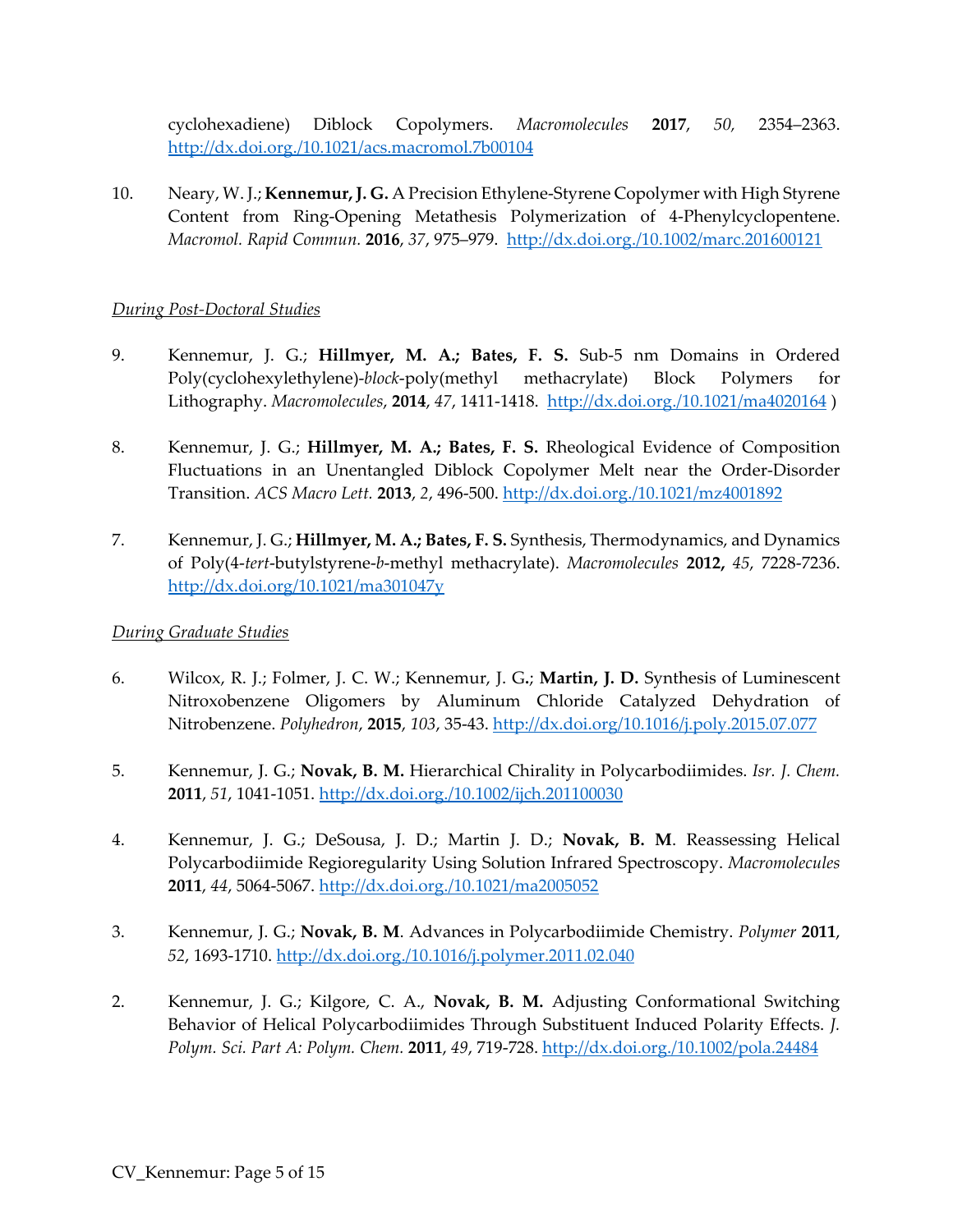cyclohexadiene) Diblock Copolymers. *Macromolecules* **2017**, *50,* 2354–2363. http://dx.doi.org./10.1021/acs.macromol.7b00104

10. Neary, W. J.; **Kennemur, J. G.** A Precision Ethylene-Styrene Copolymer with High Styrene Content from Ring-Opening Metathesis Polymerization of 4-Phenylcyclopentene. *Macromol. Rapid Commun.* **2016**, *37*, 975–979. http://dx.doi.org./10.1002/marc.201600121

<u>*During Post-Doctoral Studies*</u>

9. Kennemur, J. G.; **Hillmyer, M. A.; Bates, F. S.** Sub-5 nm Domains in Ordered Poly(cyclohexylethylene)-*block*-poly(methyl methacrylate) Block Polymers for Lithography. *Macromolecules*, **2014**, *47*, 1411-1418. http://dx.doi.org./10.1021/ma4020164 )

8. Kennemur, J. G.; **Hillmyer, M. A.; Bates, F. S.** Rheological Evidence of Composition Fluctuations in an Unentangled Diblock Copolymer Melt near the Order-Disorder Transition. *ACS Macro Lett.* **2013**, *2*, 496-500. http://dx.doi.org./10.1021/mz4001892

7. Kennemur, J. G.; **Hillmyer, M. A.; Bates, F. S.** Synthesis, Thermodynamics, and Dynamics of Poly(4-*tert*-butylstyrene-*b*-methyl methacrylate). *Macromolecules* **2012,** *45*, 7228-7236. http://dx.doi.org/10.1021/ma301047y

<u>*During Graduate Studies*</u>

6. Wilcox, R. J.; Folmer, J. C. W.; Kennemur, J. G**.**; **Martin, J. D.** Synthesis of Luminescent Nitroxobenzene Oligomers by Aluminum Chloride Catalyzed Dehydration of Nitrobenzene. *Polyhedron*, **2015**, *103*, 35-43. http://dx.doi.org/10.1016/j.poly.2015.07.077

5. Kennemur, J. G.; **Novak, B. M.** Hierarchical Chirality in Polycarbodiimides. *Isr. J. Chem.* **2011**, *51*, 1041-1051. http://dx.doi.org./10.1002/ijch.201100030

4. Kennemur, J. G.; DeSousa, J. D.; Martin J. D.; **Novak, B. M**. Reassessing Helical Polycarbodiimide Regioregularity Using Solution Infrared Spectroscopy. *Macromolecules* **2011**, *44*, 5064-5067. http://dx.doi.org./10.1021/ma2005052

3. Kennemur, J. G.; **Novak, B. M**. Advances in Polycarbodiimide Chemistry. *Polymer* **2011**, *52*, 1693-1710. http://dx.doi.org./10.1016/j.polymer.2011.02.040

2. Kennemur, J. G.; Kilgore, C. A., **Novak, B. M.** Adjusting Conformational Switching Behavior of Helical Polycarbodiimides Through Substituent Induced Polarity Effects. *J. Polym. Sci. Part A: Polym. Chem.* **2011**, *49*, 719-728. http://dx.doi.org./10.1002/pola.24484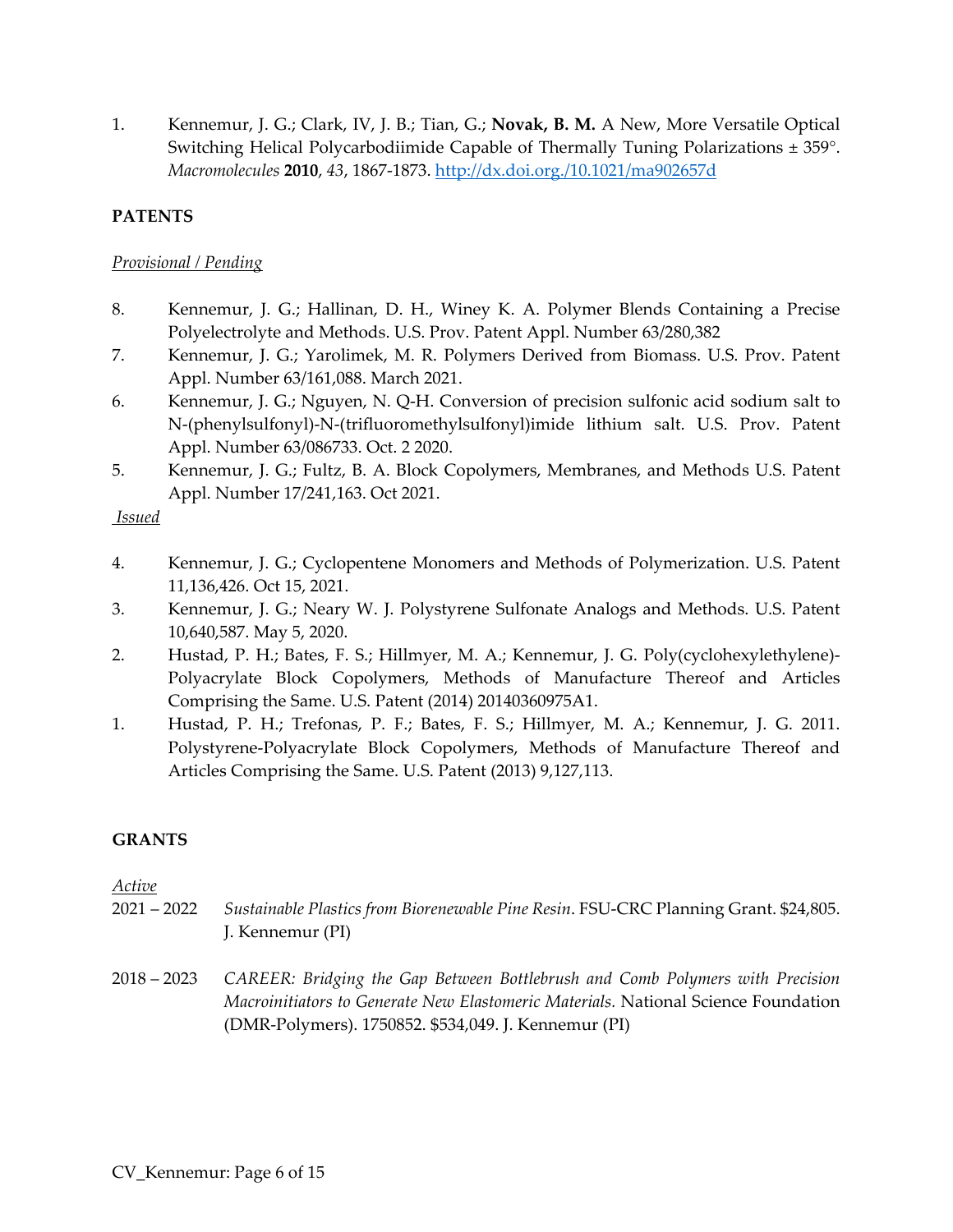1. Kennemur, J. G.; Clark, IV, J. B.; Tian, G.; **Novak, B. M.** A New, More Versatile Optical Switching Helical Polycarbodiimide Capable of Thermally Tuning Polarizations ± 359°. *Macromolecules* **2010**, *43*, 1867-1873. http://dx.doi.org./10.1021/ma902657d

**PATENTS**

*Provisional / Pending*

8. Kennemur, J. G.; Hallinan, D. H., Winey K. A. Polymer Blends Containing a Precise Polyelectrolyte and Methods. U.S. Prov. Patent Appl. Number 63/280,382
7. Kennemur, J. G.; Yarolimek, M. R. Polymers Derived from Biomass. U.S. Prov. Patent Appl. Number 63/161,088. March 2021.
6. Kennemur, J. G.; Nguyen, N. Q-H. Conversion of precision sulfonic acid sodium salt to N-(phenylsulfonyl)-N-(trifluoromethylsulfonyl)imide lithium salt. U.S. Prov. Patent Appl. Number 63/086733. Oct. 2 2020.
5. Kennemur, J. G.; Fultz, B. A. Block Copolymers, Membranes, and Methods U.S. Patent Appl. Number 17/241,163. Oct 2021.

*Issued*

4. Kennemur, J. G.; Cyclopentene Monomers and Methods of Polymerization. U.S. Patent 11,136,426. Oct 15, 2021.
3. Kennemur, J. G.; Neary W. J. Polystyrene Sulfonate Analogs and Methods. U.S. Patent 10,640,587. May 5, 2020.
2. Hustad, P. H.; Bates, F. S.; Hillmyer, M. A.; Kennemur, J. G. Poly(cyclohexylethylene)-Polyacrylate Block Copolymers, Methods of Manufacture Thereof and Articles Comprising the Same. U.S. Patent (2014) 20140360975A1.
1. Hustad, P. H.; Trefonas, P. F.; Bates, F. S.; Hillmyer, M. A.; Kennemur, J. G. 2011. Polystyrene-Polyacrylate Block Copolymers, Methods of Manufacture Thereof and Articles Comprising the Same. U.S. Patent (2013) 9,127,113.

**GRANTS**

*Active*

2021 – 2022 *Sustainable Plastics from Biorenewable Pine Resin*. FSU-CRC Planning Grant. $24,805. J. Kennemur (PI)

2018 – 2023 *CAREER: Bridging the Gap Between Bottlebrush and Comb Polymers with Precision Macroinitiators to Generate New Elastomeric Materials.* National Science Foundation (DMR-Polymers). 1750852. $534,049. J. Kennemur (PI)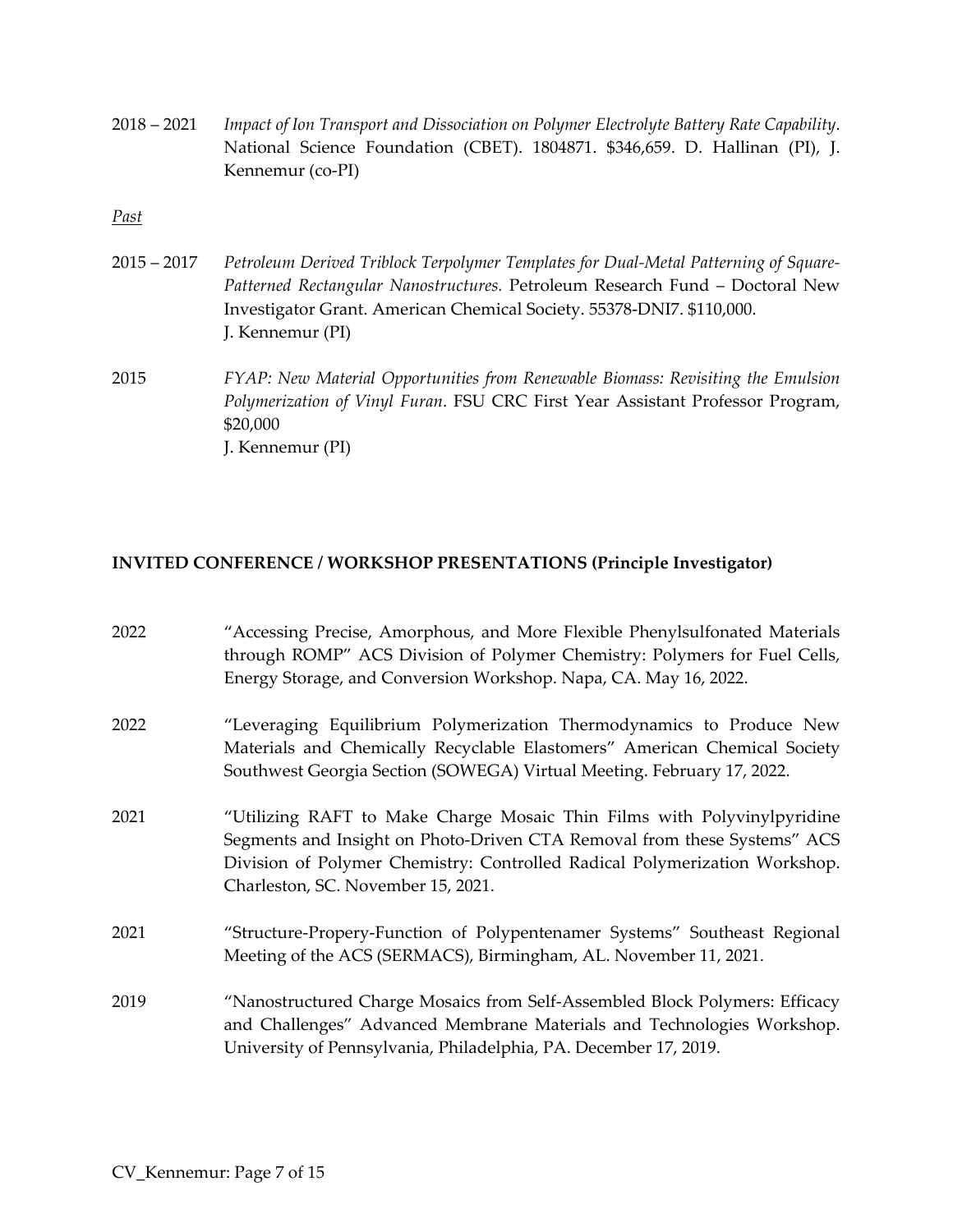2018 – 2021 *Impact of Ion Transport and Dissociation on Polymer Electrolyte Battery Rate Capability*. National Science Foundation (CBET). 1804871. $346,659. D. Hallinan (PI), J. Kennemur (co-PI)

*Past*

2015 – 2017 *Petroleum Derived Triblock Terpolymer Templates for Dual-Metal Patterning of Square-Patterned Rectangular Nanostructures.* Petroleum Research Fund – Doctoral New Investigator Grant. American Chemical Society. 55378-DNI7. $110,000.
J. Kennemur (PI)

2015 *FYAP: New Material Opportunities from Renewable Biomass: Revisiting the Emulsion Polymerization of Vinyl Furan*. FSU CRC First Year Assistant Professor Program, $20,000
J. Kennemur (PI)

## INVITED CONFERENCE / WORKSHOP PRESENTATIONS (Principle Investigator)

2022 "Accessing Precise, Amorphous, and More Flexible Phenylsulfonated Materials through ROMP" ACS Division of Polymer Chemistry: Polymers for Fuel Cells, Energy Storage, and Conversion Workshop. Napa, CA. May 16, 2022.

2022 "Leveraging Equilibrium Polymerization Thermodynamics to Produce New Materials and Chemically Recyclable Elastomers" American Chemical Society Southwest Georgia Section (SOWEGA) Virtual Meeting. February 17, 2022.

2021 "Utilizing RAFT to Make Charge Mosaic Thin Films with Polyvinylpyridine Segments and Insight on Photo-Driven CTA Removal from these Systems" ACS Division of Polymer Chemistry: Controlled Radical Polymerization Workshop. Charleston, SC. November 15, 2021.

2021 "Structure-Propery-Function of Polypentenamer Systems" Southeast Regional Meeting of the ACS (SERMACS), Birmingham, AL. November 11, 2021.

2019 "Nanostructured Charge Mosaics from Self-Assembled Block Polymers: Efficacy and Challenges" Advanced Membrane Materials and Technologies Workshop. University of Pennsylvania, Philadelphia, PA. December 17, 2019.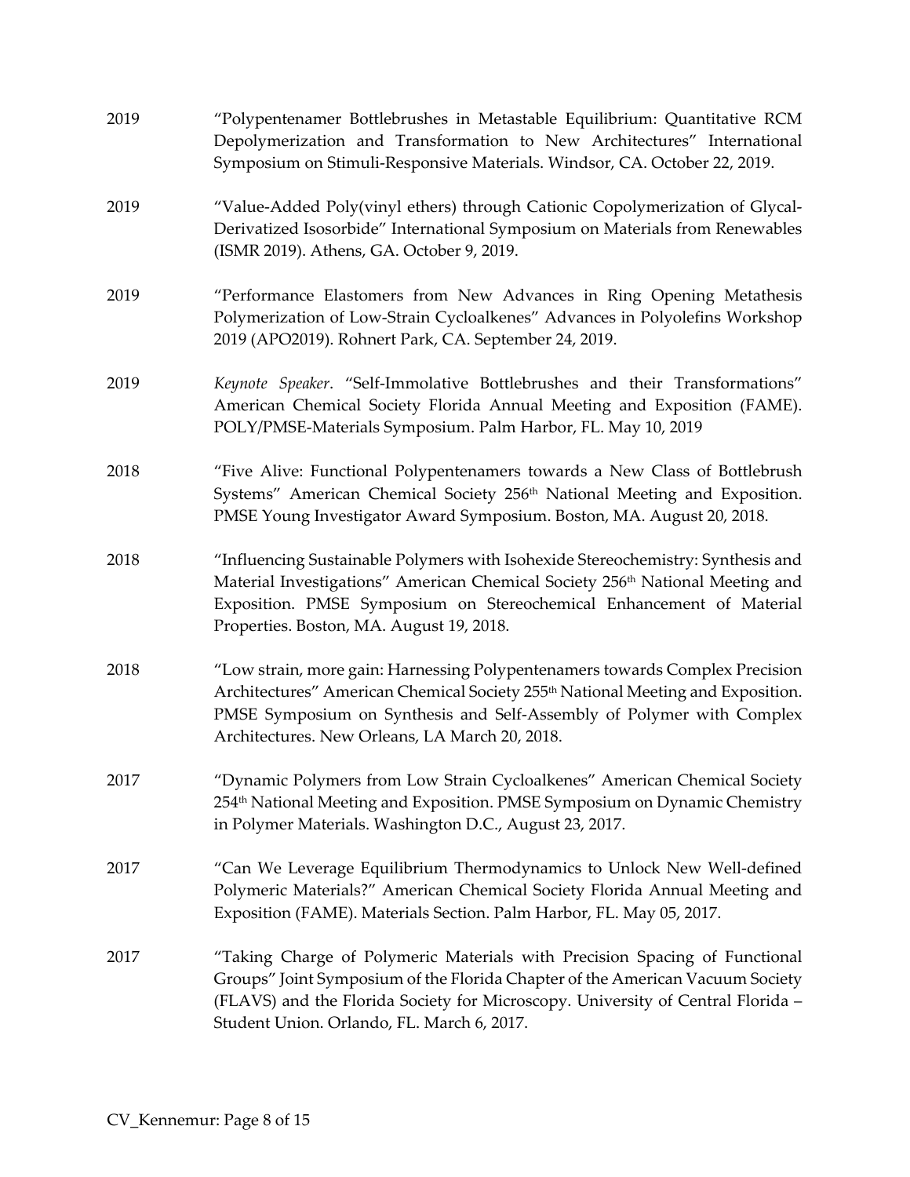| | |
|---|---|
| 2019 | "Polypentenamer Bottlebrushes in Metastable Equilibrium: Quantitative RCM Depolymerization and Transformation to New Architectures" International Symposium on Stimuli-Responsive Materials. Windsor, CA. October 22, 2019. |
| 2019 | "Value-Added Poly(vinyl ethers) through Cationic Copolymerization of Glycal-Derivatized Isosorbide" International Symposium on Materials from Renewables (ISMR 2019). Athens, GA. October 9, 2019. |
| 2019 | "Performance Elastomers from New Advances in Ring Opening Metathesis Polymerization of Low-Strain Cycloalkenes" Advances in Polyolefins Workshop 2019 (APO2019). Rohnert Park, CA. September 24, 2019. |
| 2019 | *Keynote Speaker*. "Self-Immolative Bottlebrushes and their Transformations" American Chemical Society Florida Annual Meeting and Exposition (FAME). POLY/PMSE-Materials Symposium. Palm Harbor, FL. May 10, 2019 |
| 2018 | "Five Alive: Functional Polypentenamers towards a New Class of Bottlebrush Systems" American Chemical Society 256th National Meeting and Exposition. PMSE Young Investigator Award Symposium. Boston, MA. August 20, 2018. |
| 2018 | "Influencing Sustainable Polymers with Isohexide Stereochemistry: Synthesis and Material Investigations" American Chemical Society 256th National Meeting and Exposition. PMSE Symposium on Stereochemical Enhancement of Material Properties. Boston, MA. August 19, 2018. |
| 2018 | "Low strain, more gain: Harnessing Polypentenamers towards Complex Precision Architectures" American Chemical Society 255th National Meeting and Exposition. PMSE Symposium on Synthesis and Self-Assembly of Polymer with Complex Architectures. New Orleans, LA March 20, 2018. |
| 2017 | "Dynamic Polymers from Low Strain Cycloalkenes" American Chemical Society 254th National Meeting and Exposition. PMSE Symposium on Dynamic Chemistry in Polymer Materials. Washington D.C., August 23, 2017. |
| 2017 | "Can We Leverage Equilibrium Thermodynamics to Unlock New Well-defined Polymeric Materials?" American Chemical Society Florida Annual Meeting and Exposition (FAME). Materials Section. Palm Harbor, FL. May 05, 2017. |
| 2017 | "Taking Charge of Polymeric Materials with Precision Spacing of Functional Groups" Joint Symposium of the Florida Chapter of the American Vacuum Society (FLAVS) and the Florida Society for Microscopy. University of Central Florida – Student Union. Orlando, FL. March 6, 2017. |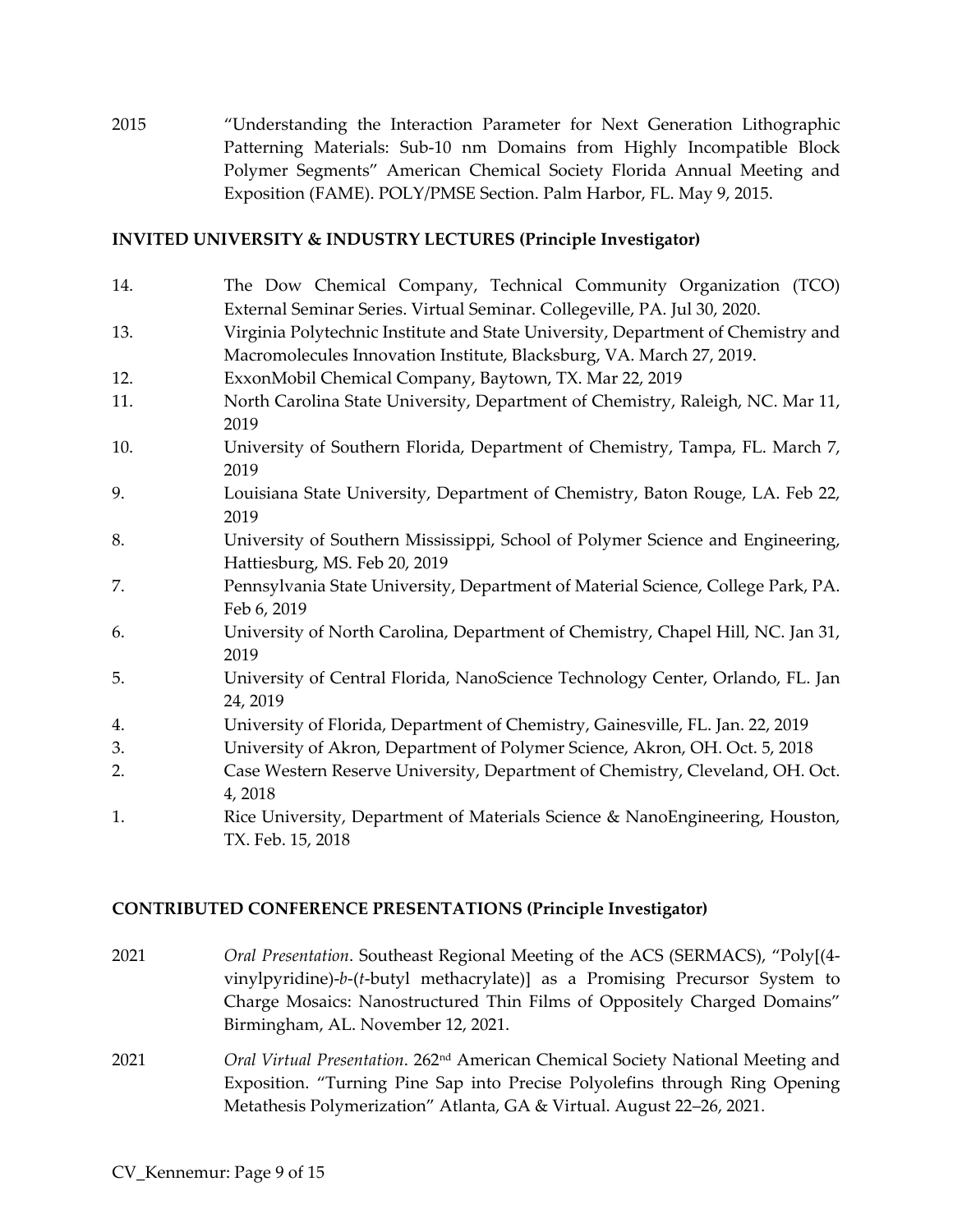2015 "Understanding the Interaction Parameter for Next Generation Lithographic Patterning Materials: Sub-10 nm Domains from Highly Incompatible Block Polymer Segments" American Chemical Society Florida Annual Meeting and Exposition (FAME). POLY/PMSE Section. Palm Harbor, FL. May 9, 2015.

## INVITED UNIVERSITY & INDUSTRY LECTURES (Principle Investigator)

14. The Dow Chemical Company, Technical Community Organization (TCO) External Seminar Series. Virtual Seminar. Collegeville, PA. Jul 30, 2020.
13. Virginia Polytechnic Institute and State University, Department of Chemistry and Macromolecules Innovation Institute, Blacksburg, VA. March 27, 2019.
12. ExxonMobil Chemical Company, Baytown, TX. Mar 22, 2019
11. North Carolina State University, Department of Chemistry, Raleigh, NC. Mar 11, 2019
10. University of Southern Florida, Department of Chemistry, Tampa, FL. March 7, 2019
9. Louisiana State University, Department of Chemistry, Baton Rouge, LA. Feb 22, 2019
8. University of Southern Mississippi, School of Polymer Science and Engineering, Hattiesburg, MS. Feb 20, 2019
7. Pennsylvania State University, Department of Material Science, College Park, PA. Feb 6, 2019
6. University of North Carolina, Department of Chemistry, Chapel Hill, NC. Jan 31, 2019
5. University of Central Florida, NanoScience Technology Center, Orlando, FL. Jan 24, 2019
4. University of Florida, Department of Chemistry, Gainesville, FL. Jan. 22, 2019
3. University of Akron, Department of Polymer Science, Akron, OH. Oct. 5, 2018
2. Case Western Reserve University, Department of Chemistry, Cleveland, OH. Oct. 4, 2018
1. Rice University, Department of Materials Science & NanoEngineering, Houston, TX. Feb. 15, 2018

## CONTRIBUTED CONFERENCE PRESENTATIONS (Principle Investigator)

2021 *Oral Presentation*. Southeast Regional Meeting of the ACS (SERMACS), "Poly[(4-vinylpyridine)-*b*-(*t*-butyl methacrylate)] as a Promising Precursor System to Charge Mosaics: Nanostructured Thin Films of Oppositely Charged Domains" Birmingham, AL. November 12, 2021.

2021 *Oral Virtual Presentation*. 262nd American Chemical Society National Meeting and Exposition. "Turning Pine Sap into Precise Polyolefins through Ring Opening Metathesis Polymerization" Atlanta, GA & Virtual. August 22–26, 2021.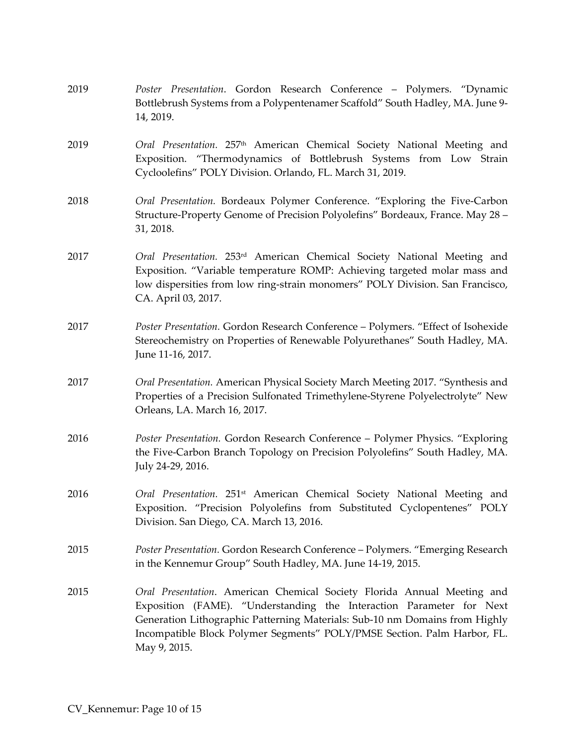2019 *Poster Presentation*. Gordon Research Conference – Polymers. "Dynamic Bottlebrush Systems from a Polypentenamer Scaffold" South Hadley, MA. June 9-14, 2019.

2019 *Oral Presentation.* 257th American Chemical Society National Meeting and Exposition. "Thermodynamics of Bottlebrush Systems from Low Strain Cycloolefins" POLY Division. Orlando, FL. March 31, 2019.

2018 *Oral Presentation.* Bordeaux Polymer Conference. "Exploring the Five-Carbon Structure-Property Genome of Precision Polyolefins" Bordeaux, France. May 28 – 31, 2018.

2017 *Oral Presentation.* 253rd American Chemical Society National Meeting and Exposition. "Variable temperature ROMP: Achieving targeted molar mass and low dispersities from low ring-strain monomers" POLY Division. San Francisco, CA. April 03, 2017.

2017 *Poster Presentation.* Gordon Research Conference – Polymers. "Effect of Isohexide Stereochemistry on Properties of Renewable Polyurethanes" South Hadley, MA. June 11-16, 2017.

2017 *Oral Presentation.* American Physical Society March Meeting 2017. "Synthesis and Properties of a Precision Sulfonated Trimethylene-Styrene Polyelectrolyte" New Orleans, LA. March 16, 2017.

2016 *Poster Presentation.* Gordon Research Conference – Polymer Physics. "Exploring the Five-Carbon Branch Topology on Precision Polyolefins" South Hadley, MA. July 24-29, 2016.

2016 *Oral Presentation.* 251st American Chemical Society National Meeting and Exposition. "Precision Polyolefins from Substituted Cyclopentenes" POLY Division. San Diego, CA. March 13, 2016.

2015 *Poster Presentation.* Gordon Research Conference – Polymers. "Emerging Research in the Kennemur Group" South Hadley, MA. June 14-19, 2015.

2015 *Oral Presentation*. American Chemical Society Florida Annual Meeting and Exposition (FAME). "Understanding the Interaction Parameter for Next Generation Lithographic Patterning Materials: Sub-10 nm Domains from Highly Incompatible Block Polymer Segments" POLY/PMSE Section. Palm Harbor, FL. May 9, 2015.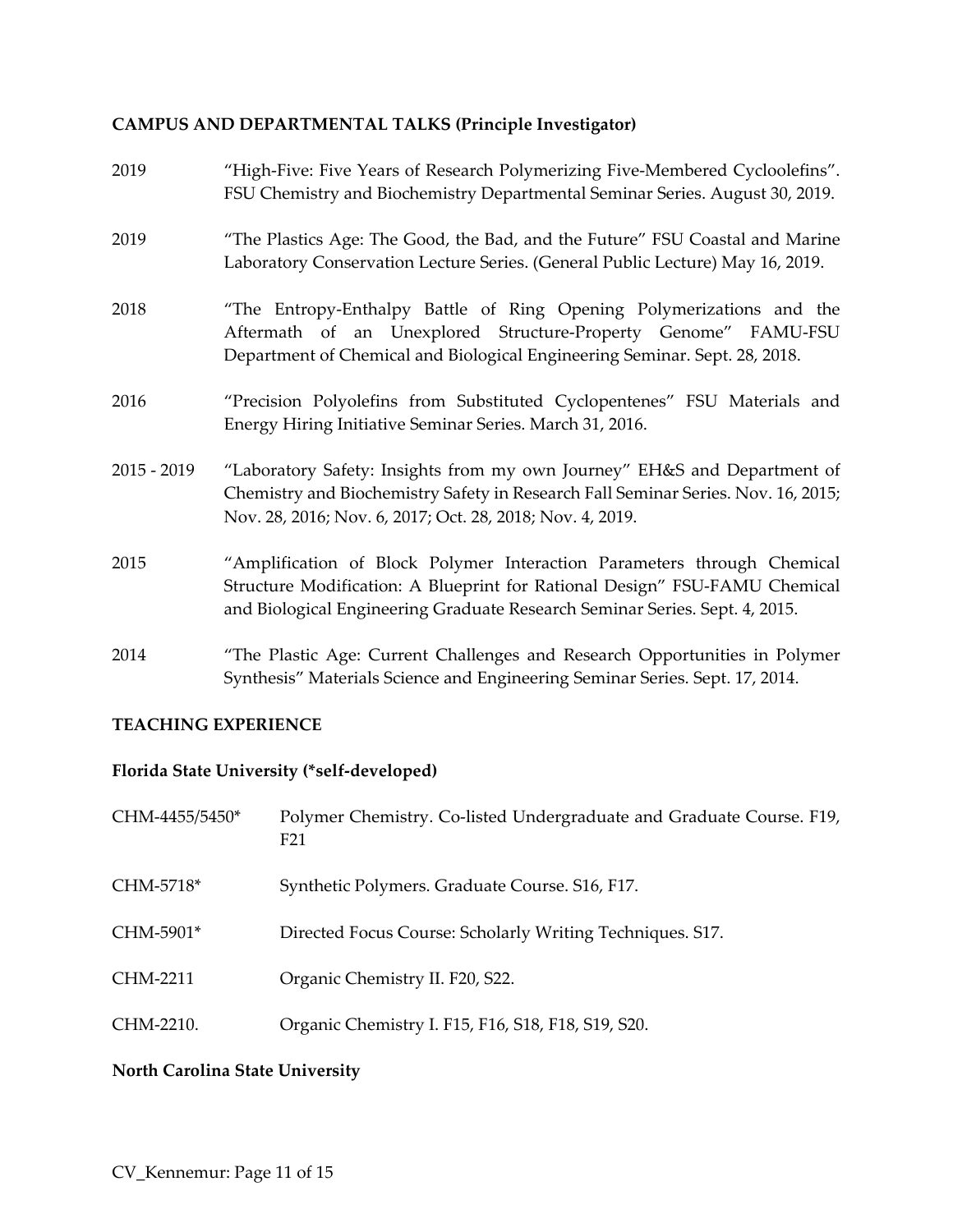## CAMPUS AND DEPARTMENTAL TALKS (Principle Investigator)

2019 "High-Five: Five Years of Research Polymerizing Five-Membered Cycloolefins". FSU Chemistry and Biochemistry Departmental Seminar Series. August 30, 2019.

2019 "The Plastics Age: The Good, the Bad, and the Future" FSU Coastal and Marine Laboratory Conservation Lecture Series. (General Public Lecture) May 16, 2019.

2018 "The Entropy-Enthalpy Battle of Ring Opening Polymerizations and the Aftermath of an Unexplored Structure-Property Genome" FAMU-FSU Department of Chemical and Biological Engineering Seminar. Sept. 28, 2018.

2016 "Precision Polyolefins from Substituted Cyclopentenes" FSU Materials and Energy Hiring Initiative Seminar Series. March 31, 2016.

2015 - 2019 "Laboratory Safety: Insights from my own Journey" EH&S and Department of Chemistry and Biochemistry Safety in Research Fall Seminar Series. Nov. 16, 2015; Nov. 28, 2016; Nov. 6, 2017; Oct. 28, 2018; Nov. 4, 2019.

2015 "Amplification of Block Polymer Interaction Parameters through Chemical Structure Modification: A Blueprint for Rational Design" FSU-FAMU Chemical and Biological Engineering Graduate Research Seminar Series. Sept. 4, 2015.

2014 "The Plastic Age: Current Challenges and Research Opportunities in Polymer Synthesis" Materials Science and Engineering Seminar Series. Sept. 17, 2014.

## TEACHING EXPERIENCE

### Florida State University (*self-developed)

CHM-4455/5450* Polymer Chemistry. Co-listed Undergraduate and Graduate Course. F19, F21

CHM-5718* Synthetic Polymers. Graduate Course. S16, F17.

CHM-5901* Directed Focus Course: Scholarly Writing Techniques. S17.

CHM-2211 Organic Chemistry II. F20, S22.

CHM-2210. Organic Chemistry I. F15, F16, S18, F18, S19, S20.

### North Carolina State University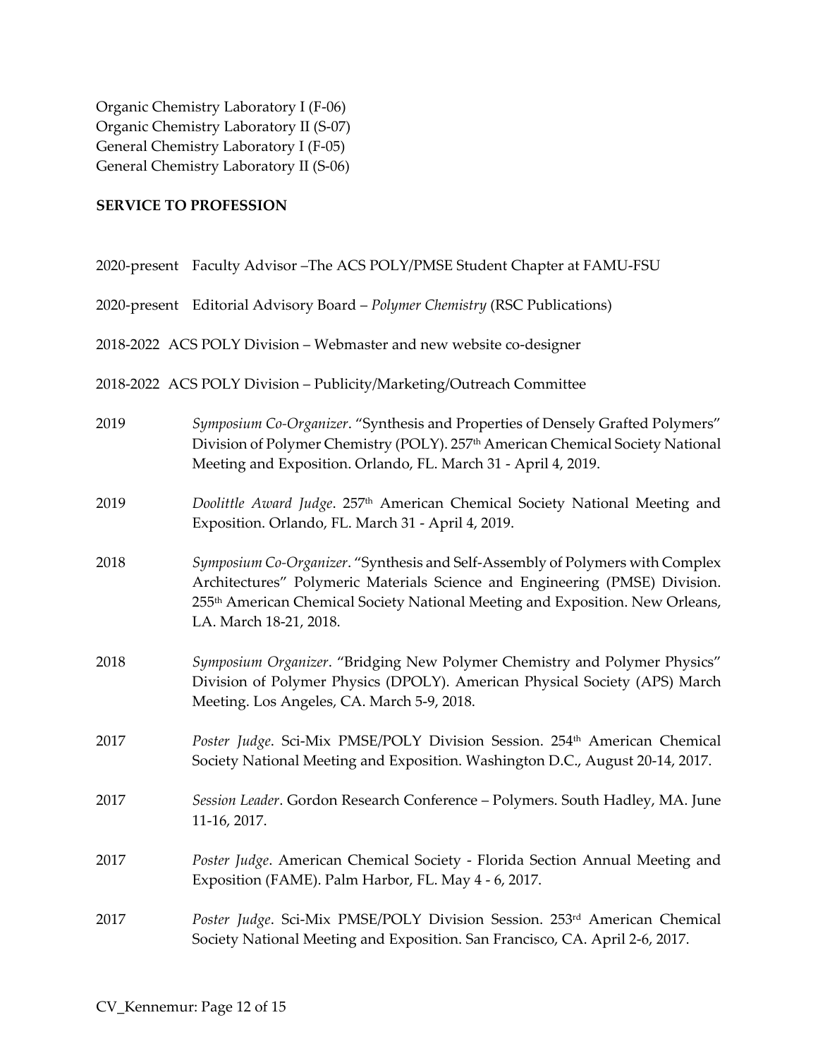Organic Chemistry Laboratory I (F-06)
Organic Chemistry Laboratory II (S-07)
General Chemistry Laboratory I (F-05)
General Chemistry Laboratory II (S-06)

**SERVICE TO PROFESSION**

2020-present Faculty Advisor –The ACS POLY/PMSE Student Chapter at FAMU-FSU

2020-present Editorial Advisory Board – *Polymer Chemistry* (RSC Publications)

2018-2022 ACS POLY Division – Webmaster and new website co-designer

2018-2022 ACS POLY Division – Publicity/Marketing/Outreach Committee

2019 *Symposium Co-Organizer*. "Synthesis and Properties of Densely Grafted Polymers" Division of Polymer Chemistry (POLY). 257th American Chemical Society National Meeting and Exposition. Orlando, FL. March 31 - April 4, 2019.

2019 *Doolittle Award Judge*. 257th American Chemical Society National Meeting and Exposition. Orlando, FL. March 31 - April 4, 2019.

2018 *Symposium Co-Organizer*. "Synthesis and Self-Assembly of Polymers with Complex Architectures" Polymeric Materials Science and Engineering (PMSE) Division. 255th American Chemical Society National Meeting and Exposition. New Orleans, LA. March 18-21, 2018.

2018 *Symposium Organizer*. "Bridging New Polymer Chemistry and Polymer Physics" Division of Polymer Physics (DPOLY). American Physical Society (APS) March Meeting. Los Angeles, CA. March 5-9, 2018.

2017 *Poster Judge*. Sci-Mix PMSE/POLY Division Session. 254th American Chemical Society National Meeting and Exposition. Washington D.C., August 20-14, 2017.

2017 *Session Leader*. Gordon Research Conference – Polymers. South Hadley, MA. June 11-16, 2017.

2017 *Poster Judge*. American Chemical Society - Florida Section Annual Meeting and Exposition (FAME). Palm Harbor, FL. May 4 - 6, 2017.

2017 *Poster Judge*. Sci-Mix PMSE/POLY Division Session. 253rd American Chemical Society National Meeting and Exposition. San Francisco, CA. April 2-6, 2017.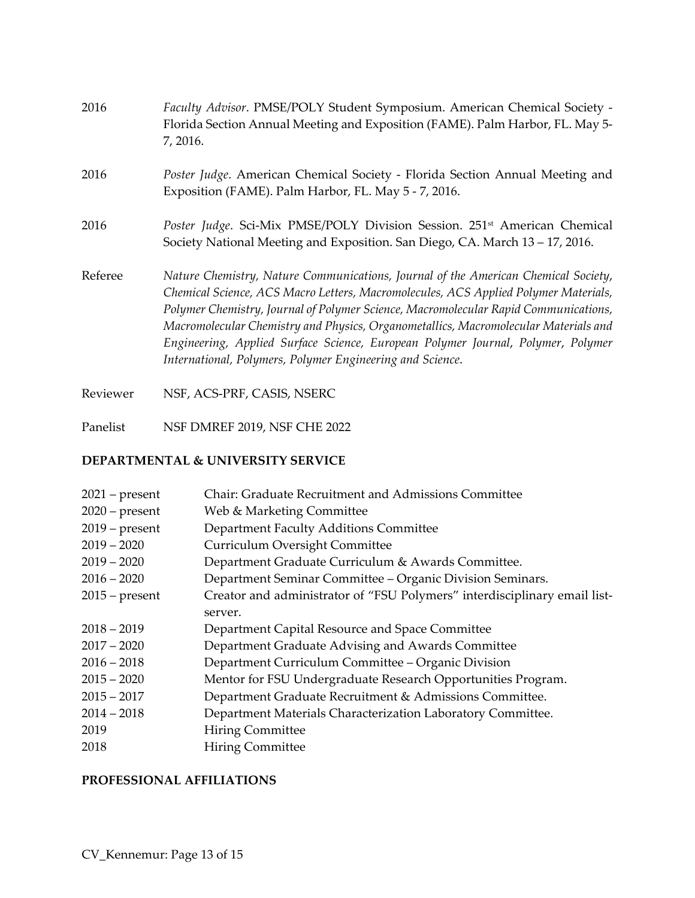2016 *Faculty Advisor*. PMSE/POLY Student Symposium. American Chemical Society - Florida Section Annual Meeting and Exposition (FAME). Palm Harbor, FL. May 5-7, 2016.

2016 *Poster Judge*. American Chemical Society - Florida Section Annual Meeting and Exposition (FAME). Palm Harbor, FL. May 5 - 7, 2016.

2016 *Poster Judge*. Sci-Mix PMSE/POLY Division Session. 251st American Chemical Society National Meeting and Exposition. San Diego, CA. March 13 – 17, 2016.

Referee *Nature Chemistry, Nature Communications, Journal of the American Chemical Society, Chemical Science, ACS Macro Letters, Macromolecules, ACS Applied Polymer Materials, Polymer Chemistry, Journal of Polymer Science, Macromolecular Rapid Communications, Macromolecular Chemistry and Physics, Organometallics, Macromolecular Materials and Engineering, Applied Surface Science, European Polymer Journal, Polymer, Polymer International, Polymers, Polymer Engineering and Science*.

Reviewer NSF, ACS-PRF, CASIS, NSERC

Panelist NSF DMREF 2019, NSF CHE 2022

## DEPARTMENTAL & UNIVERSITY SERVICE

2021 – present Chair: Graduate Recruitment and Admissions Committee
2020 – present Web & Marketing Committee
2019 – present Department Faculty Additions Committee
2019 – 2020 Curriculum Oversight Committee
2019 – 2020 Department Graduate Curriculum & Awards Committee.
2016 – 2020 Department Seminar Committee – Organic Division Seminars.
2015 – present Creator and administrator of "FSU Polymers" interdisciplinary email list-server.
2018 – 2019 Department Capital Resource and Space Committee
2017 – 2020 Department Graduate Advising and Awards Committee
2016 – 2018 Department Curriculum Committee – Organic Division
2015 – 2020 Mentor for FSU Undergraduate Research Opportunities Program.
2015 – 2017 Department Graduate Recruitment & Admissions Committee.
2014 – 2018 Department Materials Characterization Laboratory Committee.
2019 Hiring Committee
2018 Hiring Committee

## PROFESSIONAL AFFILIATIONS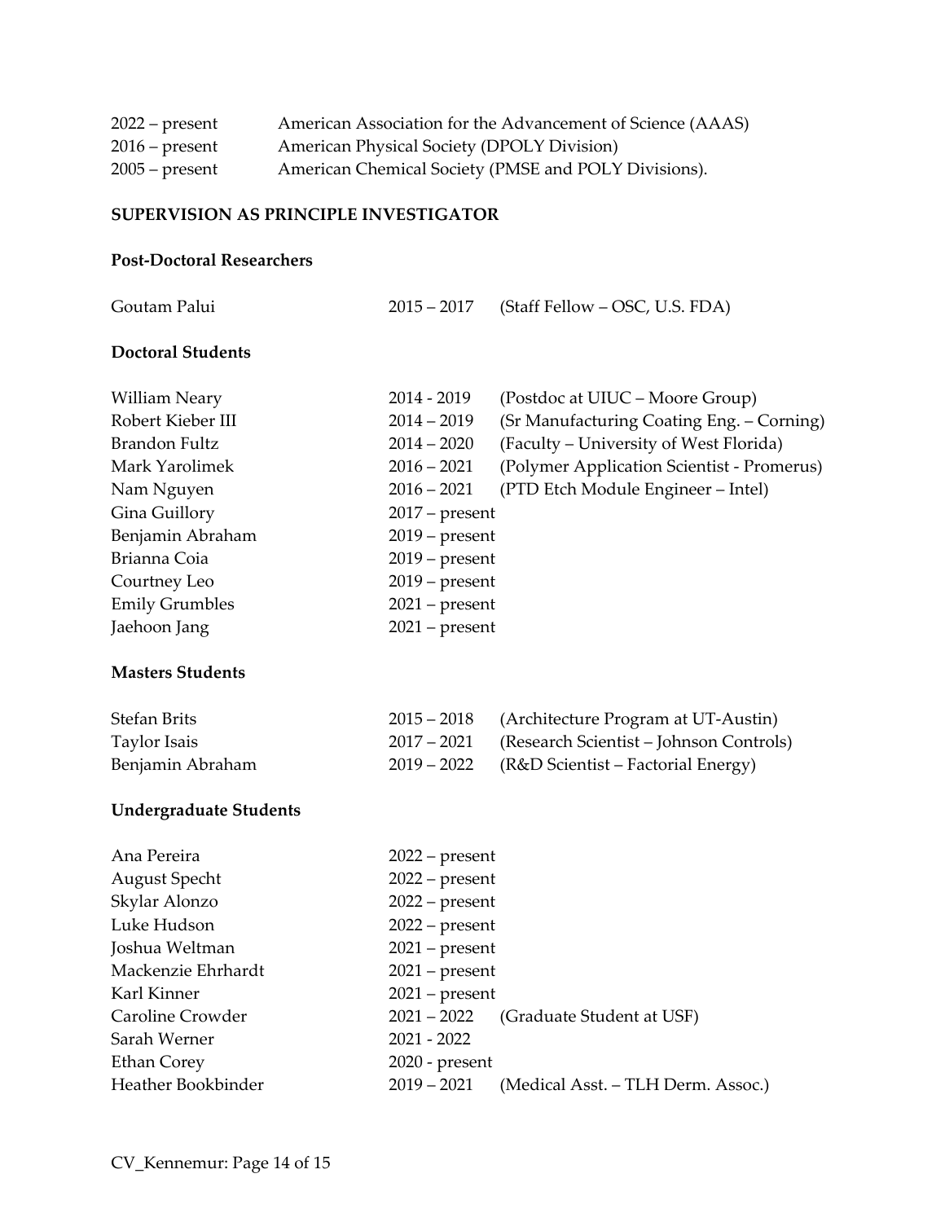| | |
|---|---|
| 2022 – present | American Association for the Advancement of Science (AAAS) |
| 2016 – present | American Physical Society (DPOLY Division) |
| 2005 – present | American Chemical Society (PMSE and POLY Divisions). |

## SUPERVISION AS PRINCIPLE INVESTIGATOR

### Post-Doctoral Researchers

| | | |
|---|---|---|
| Goutam Palui | 2015 – 2017 | (Staff Fellow – OSC, U.S. FDA) |

### Doctoral Students

| | | |
|---|---|---|
| William Neary | 2014 - 2019 | (Postdoc at UIUC – Moore Group) |
| Robert Kieber III | 2014 – 2019 | (Sr Manufacturing Coating Eng. – Corning) |
| Brandon Fultz | 2014 – 2020 | (Faculty – University of West Florida) |
| Mark Yarolimek | 2016 – 2021 | (Polymer Application Scientist - Promerus) |
| Nam Nguyen | 2016 – 2021 | (PTD Etch Module Engineer – Intel) |
| Gina Guillory | 2017 – present | |
| Benjamin Abraham | 2019 – present | |
| Brianna Coia | 2019 – present | |
| Courtney Leo | 2019 – present | |
| Emily Grumbles | 2021 – present | |
| Jaehoon Jang | 2021 – present | |

### Masters Students

| | | |
|---|---|---|
| Stefan Brits | 2015 – 2018 | (Architecture Program at UT-Austin) |
| Taylor Isais | 2017 – 2021 | (Research Scientist – Johnson Controls) |
| Benjamin Abraham | 2019 – 2022 | (R&D Scientist – Factorial Energy) |

### Undergraduate Students

| | | |
|---|---|---|
| Ana Pereira | 2022 – present | |
| August Specht | 2022 – present | |
| Skylar Alonzo | 2022 – present | |
| Luke Hudson | 2022 – present | |
| Joshua Weltman | 2021 – present | |
| Mackenzie Ehrhardt | 2021 – present | |
| Karl Kinner | 2021 – present | |
| Caroline Crowder | 2021 – 2022 | (Graduate Student at USF) |
| Sarah Werner | 2021 - 2022 | |
| Ethan Corey | 2020 - present | |
| Heather Bookbinder | 2019 – 2021 | (Medical Asst. – TLH Derm. Assoc.) |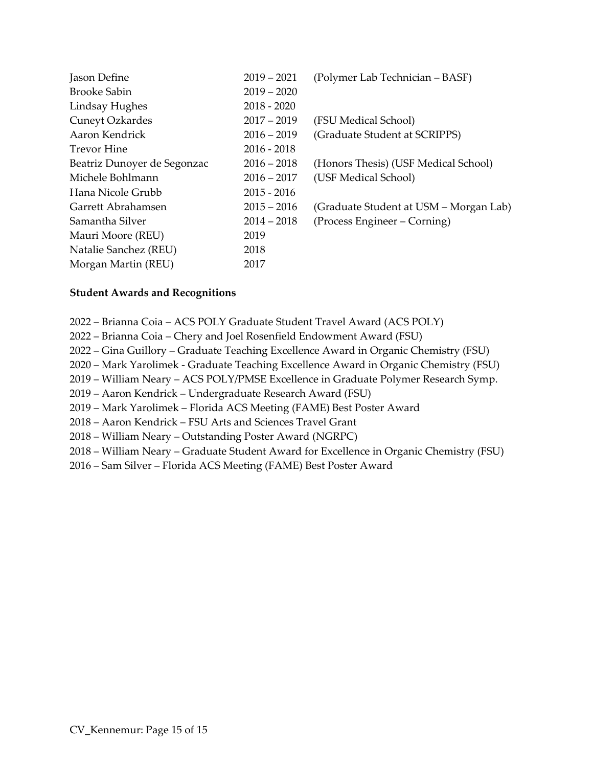| | | |
|---|---|---|
| Jason Define | 2019 – 2021 | (Polymer Lab Technician – BASF) |
| Brooke Sabin | 2019 – 2020 | |
| Lindsay Hughes | 2018 - 2020 | |
| Cuneyt Ozkardes | 2017 – 2019 | (FSU Medical School) |
| Aaron Kendrick | 2016 – 2019 | (Graduate Student at SCRIPPS) |
| Trevor Hine | 2016 - 2018 | |
| Beatriz Dunoyer de Segonzac | 2016 – 2018 | (Honors Thesis) (USF Medical School) |
| Michele Bohlmann | 2016 – 2017 | (USF Medical School) |
| Hana Nicole Grubb | 2015 - 2016 | |
| Garrett Abrahamsen | 2015 – 2016 | (Graduate Student at USM – Morgan Lab) |
| Samantha Silver | 2014 – 2018 | (Process Engineer – Corning) |
| Mauri Moore (REU) | 2019 | |
| Natalie Sanchez (REU) | 2018 | |
| Morgan Martin (REU) | 2017 | |

**Student Awards and Recognitions**

2022 – Brianna Coia – ACS POLY Graduate Student Travel Award (ACS POLY)
2022 – Brianna Coia – Chery and Joel Rosenfield Endowment Award (FSU)
2022 – Gina Guillory – Graduate Teaching Excellence Award in Organic Chemistry (FSU)
2020 – Mark Yarolimek - Graduate Teaching Excellence Award in Organic Chemistry (FSU)
2019 – William Neary – ACS POLY/PMSE Excellence in Graduate Polymer Research Symp.
2019 – Aaron Kendrick – Undergraduate Research Award (FSU)
2019 – Mark Yarolimek – Florida ACS Meeting (FAME) Best Poster Award
2018 – Aaron Kendrick – FSU Arts and Sciences Travel Grant
2018 – William Neary – Outstanding Poster Award (NGRPC)
2018 – William Neary – Graduate Student Award for Excellence in Organic Chemistry (FSU)
2016 – Sam Silver – Florida ACS Meeting (FAME) Best Poster Award